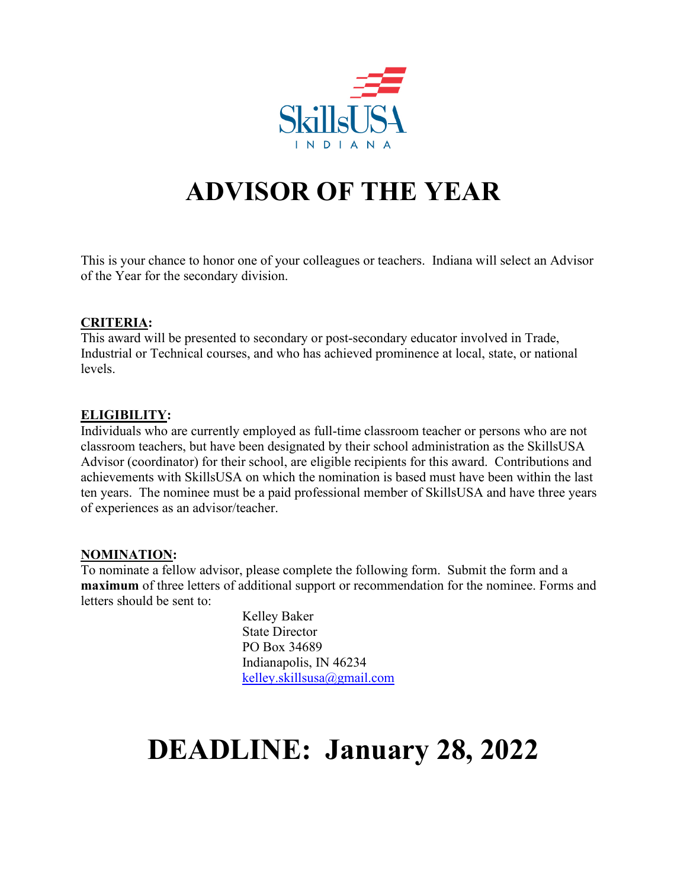SkillsUSA
INDIANA

# ADVISOR OF THE YEAR

This is your chance to honor one of your colleagues or teachers. Indiana will select an Advisor of the Year for the secondary division.

**CRITERIA:**
This award will be presented to secondary or post-secondary educator involved in Trade, Industrial or Technical courses, and who has achieved prominence at local, state, or national levels.

**ELIGIBILITY:**
Individuals who are currently employed as full-time classroom teacher or persons who are not classroom teachers, but have been designated by their school administration as the SkillsUSA Advisor (coordinator) for their school, are eligible recipients for this award. Contributions and achievements with SkillsUSA on which the nomination is based must have been within the last ten years. The nominee must be a paid professional member of SkillsUSA and have three years of experiences as an advisor/teacher.

**NOMINATION:**
To nominate a fellow advisor, please complete the following form. Submit the form and a **maximum** of three letters of additional support or recommendation for the nominee. Forms and letters should be sent to:

Kelley Baker
State Director
PO Box 34689
Indianapolis, IN 46234
kelley.skillsusa@gmail.com

# DEADLINE: January 28, 2022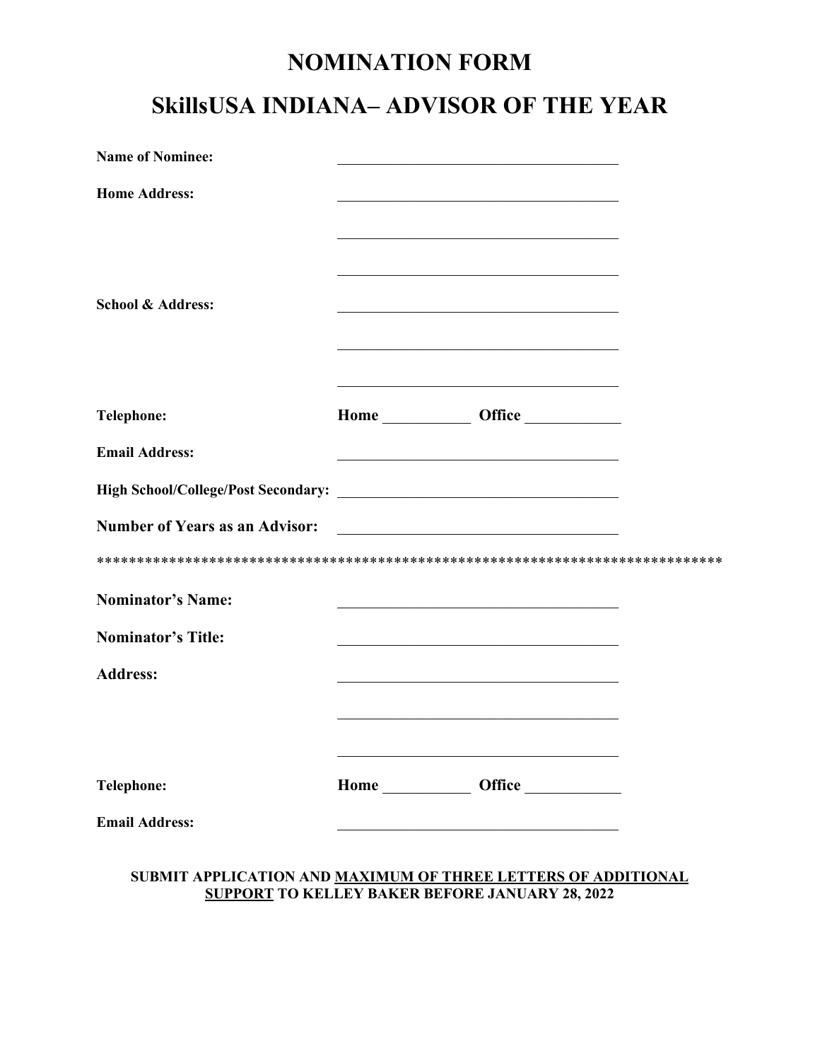# NOMINATION FORM

# SkillsUSA INDIANA– ADVISOR OF THE YEAR

**Name of Nominee:** ____________________________________

**Home Address:** ____________________________________

____________________________________

____________________________________

**School & Address:** ____________________________________

____________________________________

____________________________________

**Telephone:** **Home** ___________ **Office** ____________

**Email Address:** ____________________________________

**High School/College/Post Secondary:** ____________________________________

**Number of Years as an Advisor:** ____________________________________

*******************************************************************************

**Nominator's Name:** ____________________________________

**Nominator's Title:** ____________________________________

**Address:** ____________________________________

____________________________________

____________________________________

**Telephone:** **Home** ___________ **Office** ____________

**Email Address:** ____________________________________

**SUBMIT APPLICATION AND <u>MAXIMUM OF THREE LETTERS OF ADDITIONAL SUPPORT</u> TO KELLEY BAKER BEFORE JANUARY 28, 2022**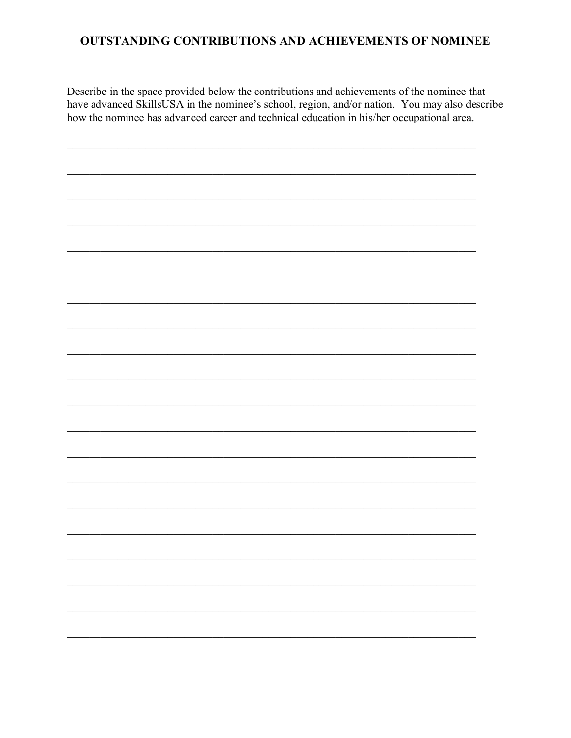## OUTSTANDING CONTRIBUTIONS AND ACHIEVEMENTS OF NOMINEE

Describe in the space provided below the contributions and achievements of the nominee that have advanced SkillsUSA in the nominee's school, region, and/or nation. You may also describe how the nominee has advanced career and technical education in his/her occupational area.

______________________________________________________________________________

______________________________________________________________________________

______________________________________________________________________________

______________________________________________________________________________

______________________________________________________________________________

______________________________________________________________________________

______________________________________________________________________________

______________________________________________________________________________

______________________________________________________________________________

______________________________________________________________________________

______________________________________________________________________________

______________________________________________________________________________

______________________________________________________________________________

______________________________________________________________________________

______________________________________________________________________________

______________________________________________________________________________

______________________________________________________________________________

______________________________________________________________________________

______________________________________________________________________________

______________________________________________________________________________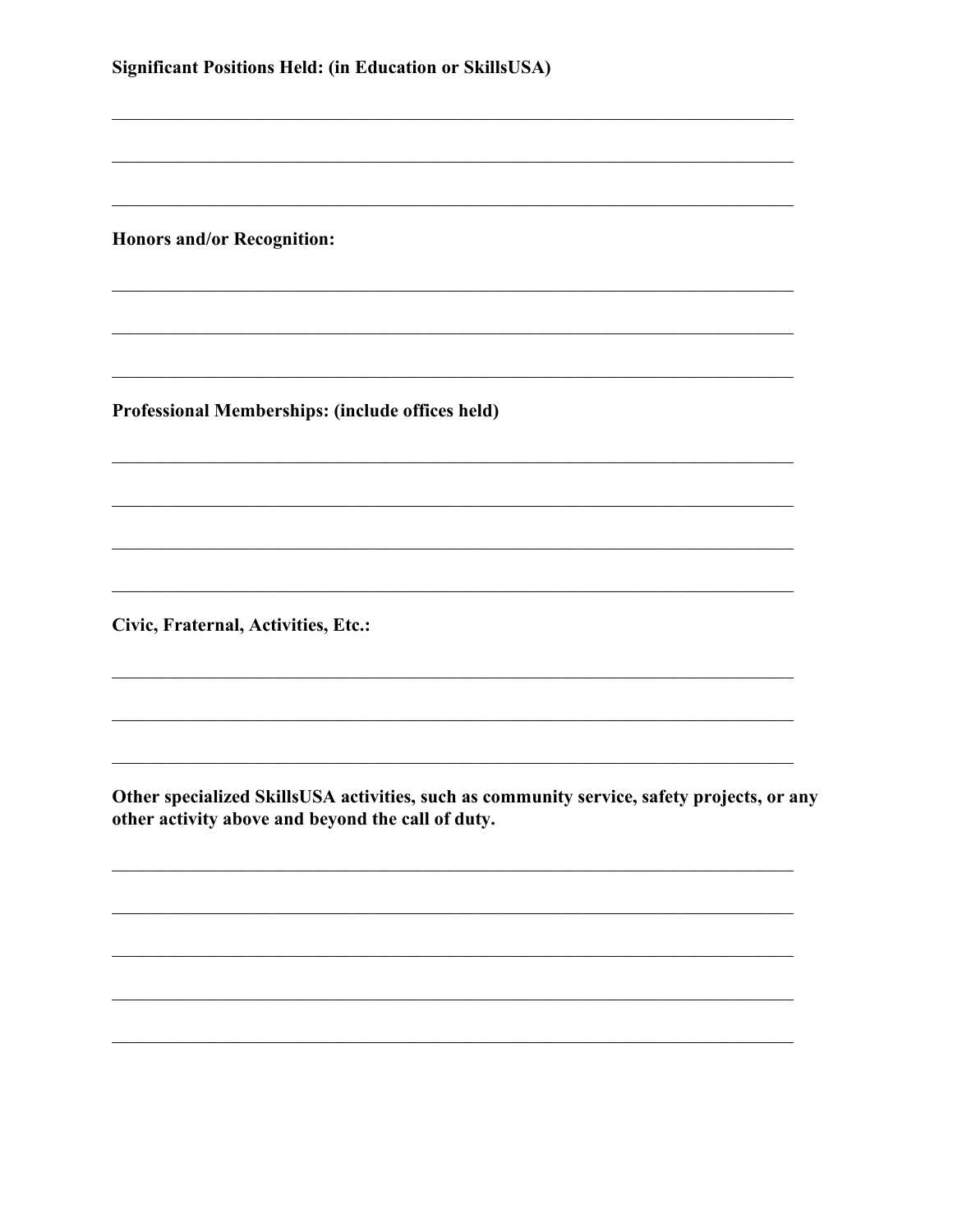**Significant Positions Held: (in Education or SkillsUSA)**

\_\_\_\_\_\_\_\_\_\_\_\_\_\_\_\_\_\_\_\_\_\_\_\_\_\_\_\_\_\_\_\_\_\_\_\_\_\_\_\_\_\_\_\_\_\_\_\_\_\_\_\_\_\_\_\_\_\_\_\_\_\_\_\_\_\_\_\_\_\_\_\_\_\_\_\_

\_\_\_\_\_\_\_\_\_\_\_\_\_\_\_\_\_\_\_\_\_\_\_\_\_\_\_\_\_\_\_\_\_\_\_\_\_\_\_\_\_\_\_\_\_\_\_\_\_\_\_\_\_\_\_\_\_\_\_\_\_\_\_\_\_\_\_\_\_\_\_\_\_\_\_\_

\_\_\_\_\_\_\_\_\_\_\_\_\_\_\_\_\_\_\_\_\_\_\_\_\_\_\_\_\_\_\_\_\_\_\_\_\_\_\_\_\_\_\_\_\_\_\_\_\_\_\_\_\_\_\_\_\_\_\_\_\_\_\_\_\_\_\_\_\_\_\_\_\_\_\_\_

**Honors and/or Recognition:**

\_\_\_\_\_\_\_\_\_\_\_\_\_\_\_\_\_\_\_\_\_\_\_\_\_\_\_\_\_\_\_\_\_\_\_\_\_\_\_\_\_\_\_\_\_\_\_\_\_\_\_\_\_\_\_\_\_\_\_\_\_\_\_\_\_\_\_\_\_\_\_\_\_\_\_\_

\_\_\_\_\_\_\_\_\_\_\_\_\_\_\_\_\_\_\_\_\_\_\_\_\_\_\_\_\_\_\_\_\_\_\_\_\_\_\_\_\_\_\_\_\_\_\_\_\_\_\_\_\_\_\_\_\_\_\_\_\_\_\_\_\_\_\_\_\_\_\_\_\_\_\_\_

\_\_\_\_\_\_\_\_\_\_\_\_\_\_\_\_\_\_\_\_\_\_\_\_\_\_\_\_\_\_\_\_\_\_\_\_\_\_\_\_\_\_\_\_\_\_\_\_\_\_\_\_\_\_\_\_\_\_\_\_\_\_\_\_\_\_\_\_\_\_\_\_\_\_\_\_

**Professional Memberships: (include offices held)**

\_\_\_\_\_\_\_\_\_\_\_\_\_\_\_\_\_\_\_\_\_\_\_\_\_\_\_\_\_\_\_\_\_\_\_\_\_\_\_\_\_\_\_\_\_\_\_\_\_\_\_\_\_\_\_\_\_\_\_\_\_\_\_\_\_\_\_\_\_\_\_\_\_\_\_\_

\_\_\_\_\_\_\_\_\_\_\_\_\_\_\_\_\_\_\_\_\_\_\_\_\_\_\_\_\_\_\_\_\_\_\_\_\_\_\_\_\_\_\_\_\_\_\_\_\_\_\_\_\_\_\_\_\_\_\_\_\_\_\_\_\_\_\_\_\_\_\_\_\_\_\_\_

\_\_\_\_\_\_\_\_\_\_\_\_\_\_\_\_\_\_\_\_\_\_\_\_\_\_\_\_\_\_\_\_\_\_\_\_\_\_\_\_\_\_\_\_\_\_\_\_\_\_\_\_\_\_\_\_\_\_\_\_\_\_\_\_\_\_\_\_\_\_\_\_\_\_\_\_

\_\_\_\_\_\_\_\_\_\_\_\_\_\_\_\_\_\_\_\_\_\_\_\_\_\_\_\_\_\_\_\_\_\_\_\_\_\_\_\_\_\_\_\_\_\_\_\_\_\_\_\_\_\_\_\_\_\_\_\_\_\_\_\_\_\_\_\_\_\_\_\_\_\_\_\_

**Civic, Fraternal, Activities, Etc.:**

\_\_\_\_\_\_\_\_\_\_\_\_\_\_\_\_\_\_\_\_\_\_\_\_\_\_\_\_\_\_\_\_\_\_\_\_\_\_\_\_\_\_\_\_\_\_\_\_\_\_\_\_\_\_\_\_\_\_\_\_\_\_\_\_\_\_\_\_\_\_\_\_\_\_\_\_

\_\_\_\_\_\_\_\_\_\_\_\_\_\_\_\_\_\_\_\_\_\_\_\_\_\_\_\_\_\_\_\_\_\_\_\_\_\_\_\_\_\_\_\_\_\_\_\_\_\_\_\_\_\_\_\_\_\_\_\_\_\_\_\_\_\_\_\_\_\_\_\_\_\_\_\_

\_\_\_\_\_\_\_\_\_\_\_\_\_\_\_\_\_\_\_\_\_\_\_\_\_\_\_\_\_\_\_\_\_\_\_\_\_\_\_\_\_\_\_\_\_\_\_\_\_\_\_\_\_\_\_\_\_\_\_\_\_\_\_\_\_\_\_\_\_\_\_\_\_\_\_\_

**Other specialized SkillsUSA activities, such as community service, safety projects, or any other activity above and beyond the call of duty.**

\_\_\_\_\_\_\_\_\_\_\_\_\_\_\_\_\_\_\_\_\_\_\_\_\_\_\_\_\_\_\_\_\_\_\_\_\_\_\_\_\_\_\_\_\_\_\_\_\_\_\_\_\_\_\_\_\_\_\_\_\_\_\_\_\_\_\_\_\_\_\_\_\_\_\_\_

\_\_\_\_\_\_\_\_\_\_\_\_\_\_\_\_\_\_\_\_\_\_\_\_\_\_\_\_\_\_\_\_\_\_\_\_\_\_\_\_\_\_\_\_\_\_\_\_\_\_\_\_\_\_\_\_\_\_\_\_\_\_\_\_\_\_\_\_\_\_\_\_\_\_\_\_

\_\_\_\_\_\_\_\_\_\_\_\_\_\_\_\_\_\_\_\_\_\_\_\_\_\_\_\_\_\_\_\_\_\_\_\_\_\_\_\_\_\_\_\_\_\_\_\_\_\_\_\_\_\_\_\_\_\_\_\_\_\_\_\_\_\_\_\_\_\_\_\_\_\_\_\_

\_\_\_\_\_\_\_\_\_\_\_\_\_\_\_\_\_\_\_\_\_\_\_\_\_\_\_\_\_\_\_\_\_\_\_\_\_\_\_\_\_\_\_\_\_\_\_\_\_\_\_\_\_\_\_\_\_\_\_\_\_\_\_\_\_\_\_\_\_\_\_\_\_\_\_\_

\_\_\_\_\_\_\_\_\_\_\_\_\_\_\_\_\_\_\_\_\_\_\_\_\_\_\_\_\_\_\_\_\_\_\_\_\_\_\_\_\_\_\_\_\_\_\_\_\_\_\_\_\_\_\_\_\_\_\_\_\_\_\_\_\_\_\_\_\_\_\_\_\_\_\_\_